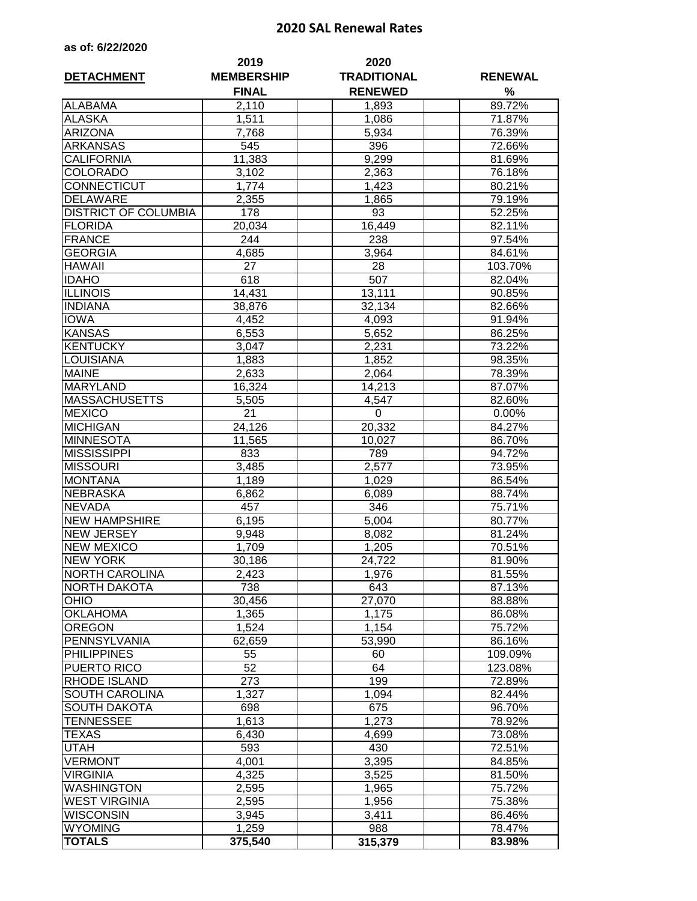# 2020 SAL Renewal Rates

**as of: 6/22/2020**

| DETACHMENT | 2019 MEMBERSHIP FINAL | 2020 TRADITIONAL RENEWED | RENEWAL % |
|---|---|---|---|
| ALABAMA | 2,110 | 1,893 | 89.72% |
| ALASKA | 1,511 | 1,086 | 71.87% |
| ARIZONA | 7,768 | 5,934 | 76.39% |
| ARKANSAS | 545 | 396 | 72.66% |
| CALIFORNIA | 11,383 | 9,299 | 81.69% |
| COLORADO | 3,102 | 2,363 | 76.18% |
| CONNECTICUT | 1,774 | 1,423 | 80.21% |
| DELAWARE | 2,355 | 1,865 | 79.19% |
| DISTRICT OF COLUMBIA | 178 | 93 | 52.25% |
| FLORIDA | 20,034 | 16,449 | 82.11% |
| FRANCE | 244 | 238 | 97.54% |
| GEORGIA | 4,685 | 3,964 | 84.61% |
| HAWAII | 27 | 28 | 103.70% |
| IDAHO | 618 | 507 | 82.04% |
| ILLINOIS | 14,431 | 13,111 | 90.85% |
| INDIANA | 38,876 | 32,134 | 82.66% |
| IOWA | 4,452 | 4,093 | 91.94% |
| KANSAS | 6,553 | 5,652 | 86.25% |
| KENTUCKY | 3,047 | 2,231 | 73.22% |
| LOUISIANA | 1,883 | 1,852 | 98.35% |
| MAINE | 2,633 | 2,064 | 78.39% |
| MARYLAND | 16,324 | 14,213 | 87.07% |
| MASSACHUSETTS | 5,505 | 4,547 | 82.60% |
| MEXICO | 21 | 0 | 0.00% |
| MICHIGAN | 24,126 | 20,332 | 84.27% |
| MINNESOTA | 11,565 | 10,027 | 86.70% |
| MISSISSIPPI | 833 | 789 | 94.72% |
| MISSOURI | 3,485 | 2,577 | 73.95% |
| MONTANA | 1,189 | 1,029 | 86.54% |
| NEBRASKA | 6,862 | 6,089 | 88.74% |
| NEVADA | 457 | 346 | 75.71% |
| NEW HAMPSHIRE | 6,195 | 5,004 | 80.77% |
| NEW JERSEY | 9,948 | 8,082 | 81.24% |
| NEW MEXICO | 1,709 | 1,205 | 70.51% |
| NEW YORK | 30,186 | 24,722 | 81.90% |
| NORTH CAROLINA | 2,423 | 1,976 | 81.55% |
| NORTH DAKOTA | 738 | 643 | 87.13% |
| OHIO | 30,456 | 27,070 | 88.88% |
| OKLAHOMA | 1,365 | 1,175 | 86.08% |
| OREGON | 1,524 | 1,154 | 75.72% |
| PENNSYLVANIA | 62,659 | 53,990 | 86.16% |
| PHILIPPINES | 55 | 60 | 109.09% |
| PUERTO RICO | 52 | 64 | 123.08% |
| RHODE ISLAND | 273 | 199 | 72.89% |
| SOUTH CAROLINA | 1,327 | 1,094 | 82.44% |
| SOUTH DAKOTA | 698 | 675 | 96.70% |
| TENNESSEE | 1,613 | 1,273 | 78.92% |
| TEXAS | 6,430 | 4,699 | 73.08% |
| UTAH | 593 | 430 | 72.51% |
| VERMONT | 4,001 | 3,395 | 84.85% |
| VIRGINIA | 4,325 | 3,525 | 81.50% |
| WASHINGTON | 2,595 | 1,965 | 75.72% |
| WEST VIRGINIA | 2,595 | 1,956 | 75.38% |
| WISCONSIN | 3,945 | 3,411 | 86.46% |
| WYOMING | 1,259 | 988 | 78.47% |
| **TOTALS** | **375,540** | **315,379** | **83.98%** |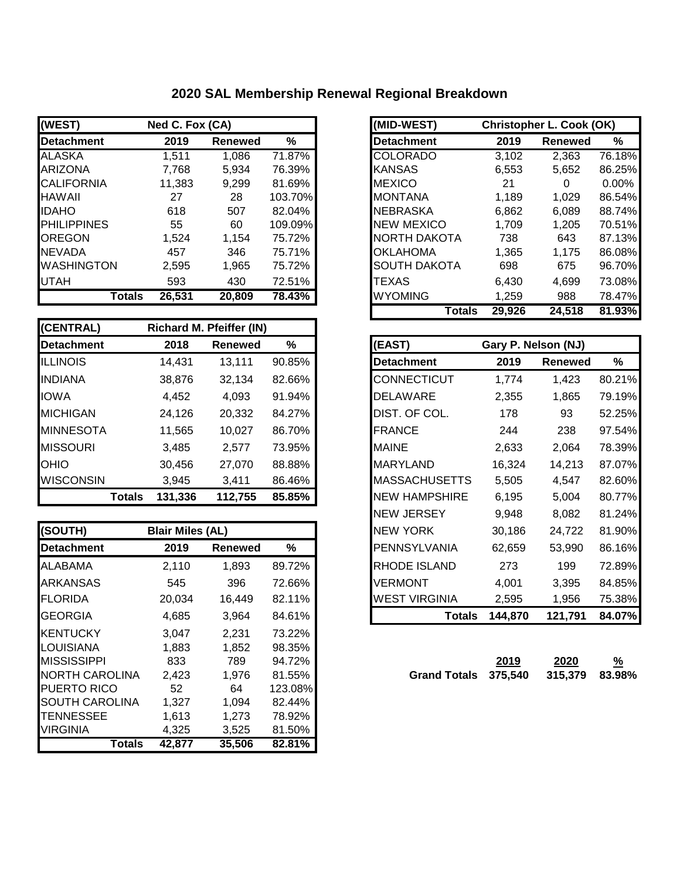# 2020 SAL Membership Renewal Regional Breakdown

| (WEST) | Ned C. Fox (CA) | | |
| --- | --- | --- | --- |
| **Detachment** | **2019** | **Renewed** | **%** |
| ALASKA | 1,511 | 1,086 | 71.87% |
| ARIZONA | 7,768 | 5,934 | 76.39% |
| CALIFORNIA | 11,383 | 9,299 | 81.69% |
| HAWAII | 27 | 28 | 103.70% |
| IDAHO | 618 | 507 | 82.04% |
| PHILIPPINES | 55 | 60 | 109.09% |
| OREGON | 1,524 | 1,154 | 75.72% |
| NEVADA | 457 | 346 | 75.71% |
| WASHINGTON | 2,595 | 1,965 | 75.72% |
| UTAH | 593 | 430 | 72.51% |
| **Totals** | **26,531** | **20,809** | **78.43%** |

| (MID-WEST) | Christopher L. Cook (OK) | | |
| --- | --- | --- | --- |
| **Detachment** | **2019** | **Renewed** | **%** |
| COLORADO | 3,102 | 2,363 | 76.18% |
| KANSAS | 6,553 | 5,652 | 86.25% |
| MEXICO | 21 | 0 | 0.00% |
| MONTANA | 1,189 | 1,029 | 86.54% |
| NEBRASKA | 6,862 | 6,089 | 88.74% |
| NEW MEXICO | 1,709 | 1,205 | 70.51% |
| NORTH DAKOTA | 738 | 643 | 87.13% |
| OKLAHOMA | 1,365 | 1,175 | 86.08% |
| SOUTH DAKOTA | 698 | 675 | 96.70% |
| TEXAS | 6,430 | 4,699 | 73.08% |
| WYOMING | 1,259 | 988 | 78.47% |
| **Totals** | **29,926** | **24,518** | **81.93%** |

| (CENTRAL) | Richard M. Pfeiffer (IN) | | |
| --- | --- | --- | --- |
| **Detachment** | **2018** | **Renewed** | **%** |
| ILLINOIS | 14,431 | 13,111 | 90.85% |
| INDIANA | 38,876 | 32,134 | 82.66% |
| IOWA | 4,452 | 4,093 | 91.94% |
| MICHIGAN | 24,126 | 20,332 | 84.27% |
| MINNESOTA | 11,565 | 10,027 | 86.70% |
| MISSOURI | 3,485 | 2,577 | 73.95% |
| OHIO | 30,456 | 27,070 | 88.88% |
| WISCONSIN | 3,945 | 3,411 | 86.46% |
| **Totals** | **131,336** | **112,755** | **85.85%** |

| (EAST) | Gary P. Nelson (NJ) | | |
| --- | --- | --- | --- |
| **Detachment** | **2019** | **Renewed** | **%** |
| CONNECTICUT | 1,774 | 1,423 | 80.21% |
| DELAWARE | 2,355 | 1,865 | 79.19% |
| DIST. OF COL. | 178 | 93 | 52.25% |
| FRANCE | 244 | 238 | 97.54% |
| MAINE | 2,633 | 2,064 | 78.39% |
| MARYLAND | 16,324 | 14,213 | 87.07% |
| MASSACHUSETTS | 5,505 | 4,547 | 82.60% |
| NEW HAMPSHIRE | 6,195 | 5,004 | 80.77% |
| NEW JERSEY | 9,948 | 8,082 | 81.24% |
| NEW YORK | 30,186 | 24,722 | 81.90% |
| PENNSYLVANIA | 62,659 | 53,990 | 86.16% |
| RHODE ISLAND | 273 | 199 | 72.89% |
| VERMONT | 4,001 | 3,395 | 84.85% |
| WEST VIRGINIA | 2,595 | 1,956 | 75.38% |
| **Totals** | **144,870** | **121,791** | **84.07%** |

| (SOUTH) | Blair Miles (AL) | | |
| --- | --- | --- | --- |
| **Detachment** | **2019** | **Renewed** | **%** |
| ALABAMA | 2,110 | 1,893 | 89.72% |
| ARKANSAS | 545 | 396 | 72.66% |
| FLORIDA | 20,034 | 16,449 | 82.11% |
| GEORGIA | 4,685 | 3,964 | 84.61% |
| KENTUCKY | 3,047 | 2,231 | 73.22% |
| LOUISIANA | 1,883 | 1,852 | 98.35% |
| MISSISSIPPI | 833 | 789 | 94.72% |
| NORTH CAROLINA | 2,423 | 1,976 | 81.55% |
| PUERTO RICO | 52 | 64 | 123.08% |
| SOUTH CAROLINA | 1,327 | 1,094 | 82.44% |
| TENNESSEE | 1,613 | 1,273 | 78.92% |
| VIRGINIA | 4,325 | 3,525 | 81.50% |
| **Totals** | **42,877** | **35,506** | **82.81%** |

| | **2019** | **2020** | **%** |
| --- | --- | --- | --- |
| **Grand Totals** | **375,540** | **315,379** | **83.98%** |